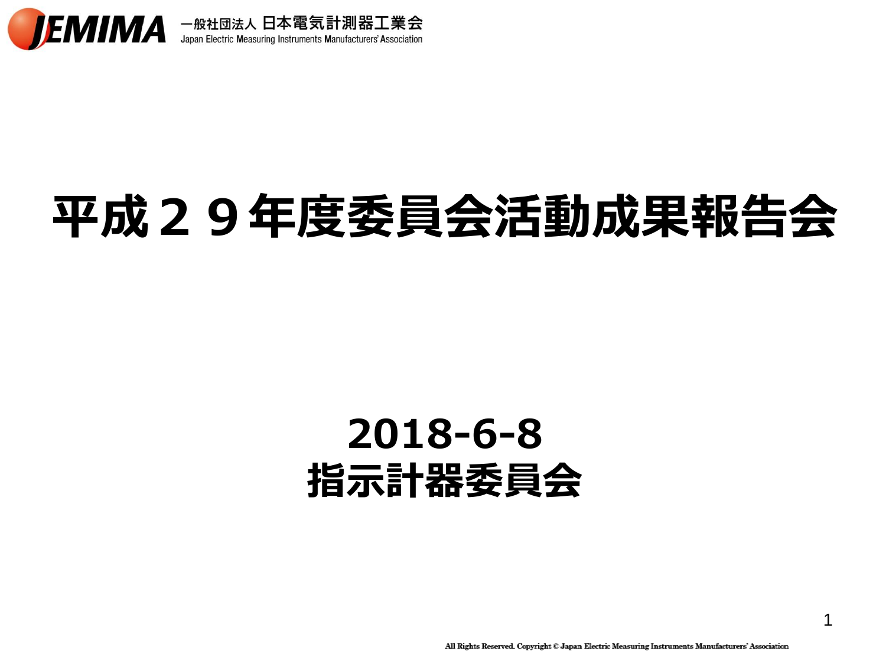# 平成２９年度委員会活動成果報告会

**2018-6-8**

**指示計器委員会**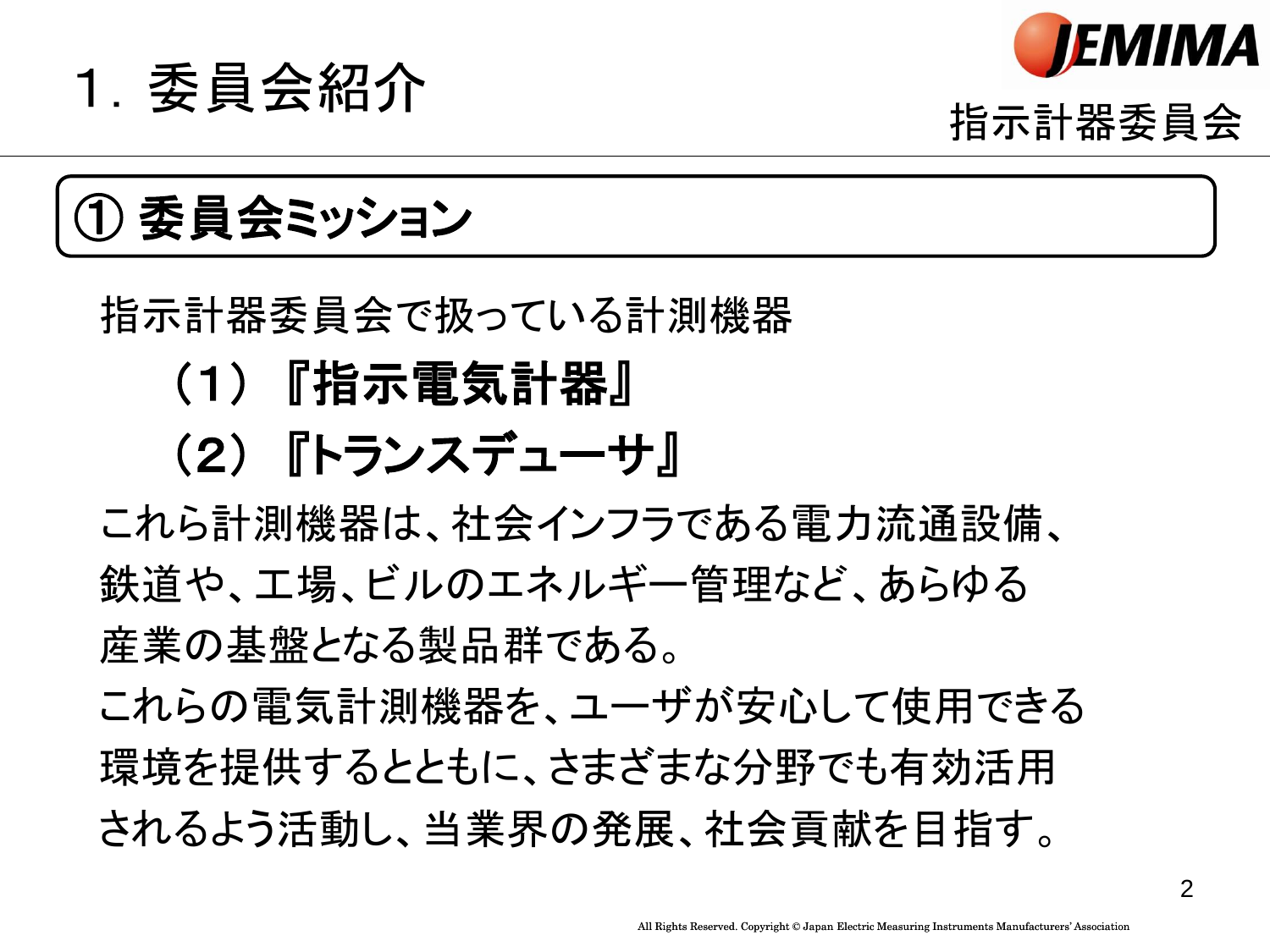# 1. 委員会紹介

指示計器委員会

## ① 委員会ミッション

指示計器委員会で扱っている計測機器

**（1）『指示電気計器』**

**（2）『トランスデューサ』**

これら計測機器は、社会インフラである電力流通設備、鉄道や、工場、ビルのエネルギー管理など、あらゆる産業の基盤となる製品群である。

これらの電気計測機器を、ユーザが安心して使用できる環境を提供するとともに、さまざまな分野でも有効活用されるよう活動し、当業界の発展、社会貢献を目指す。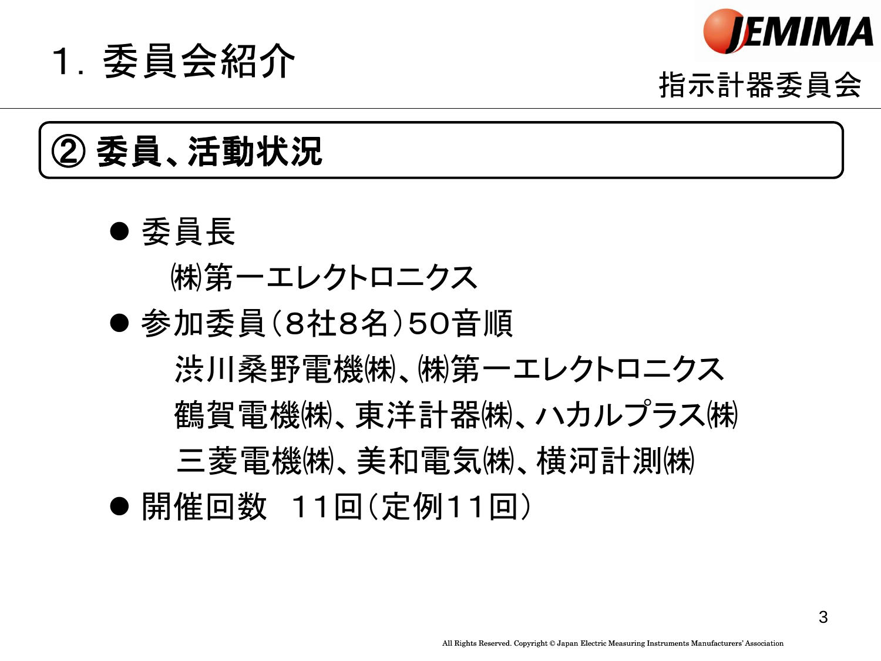# 1. 委員会紹介

指示計器委員会

## ② 委員、活動状況

- 委員長

  ㈱第一エレクトロニクス

- 参加委員（8社8名）50音順

  渋川桑野電機㈱、㈱第一エレクトロニクス
  鶴賀電機㈱、東洋計器㈱、ハカルプラス㈱
  三菱電機㈱、美和電気㈱、横河計測㈱

- 開催回数　１１回（定例１１回）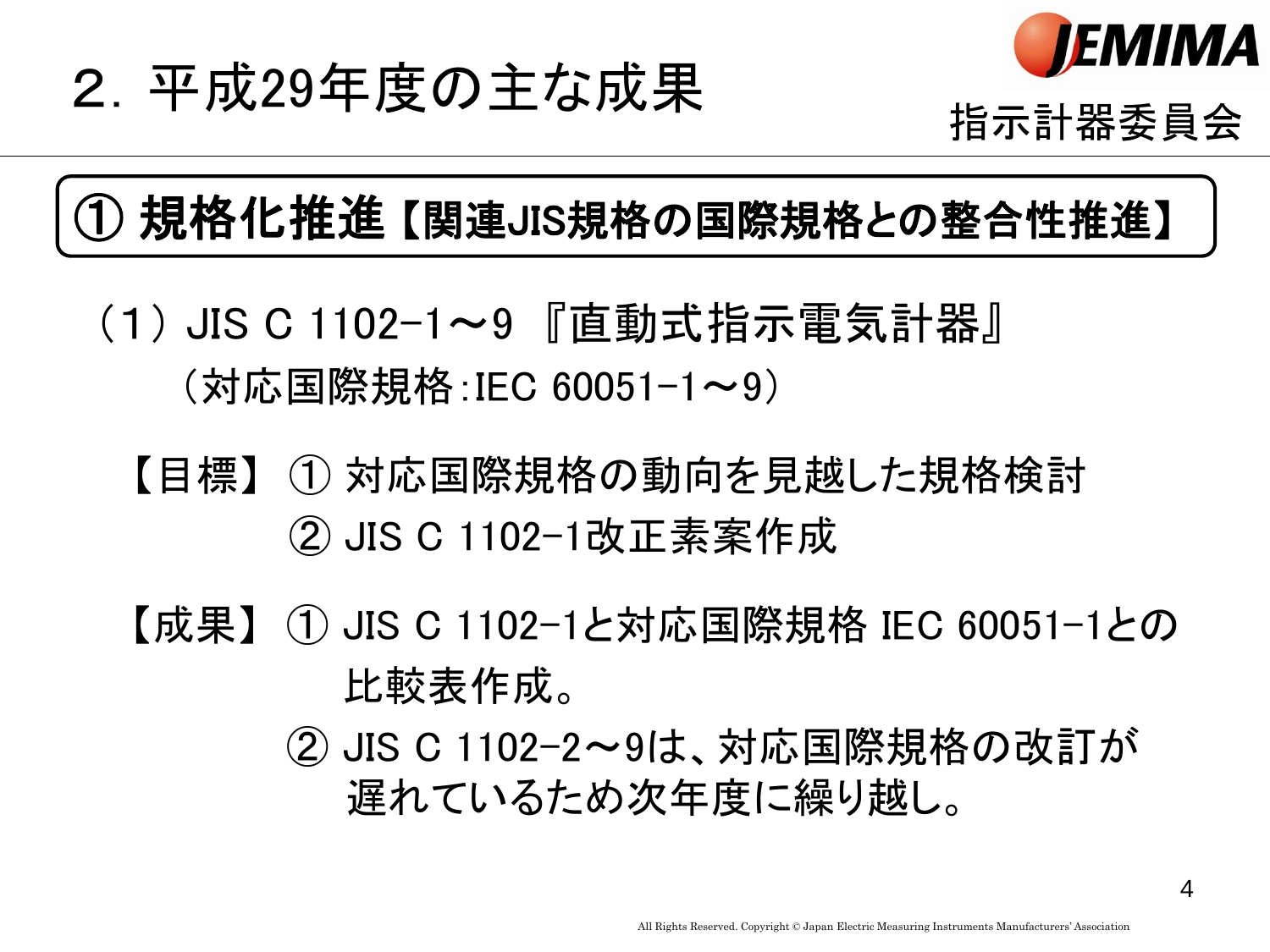# 2. 平成29年度の主な成果

指示計器委員会

## ① 規格化推進【関連JIS規格の国際規格との整合性推進】

（1）JIS C 1102-1～9 『直動式指示電気計器』

（対応国際規格:IEC 60051-1～9）

【目標】 ① 対応国際規格の動向を見越した規格検討

② JIS C 1102-1改正素案作成

【成果】 ① JIS C 1102-1と対応国際規格 IEC 60051-1との比較表作成。

② JIS C 1102-2～9は、対応国際規格の改訂が遅れているため次年度に繰り越し。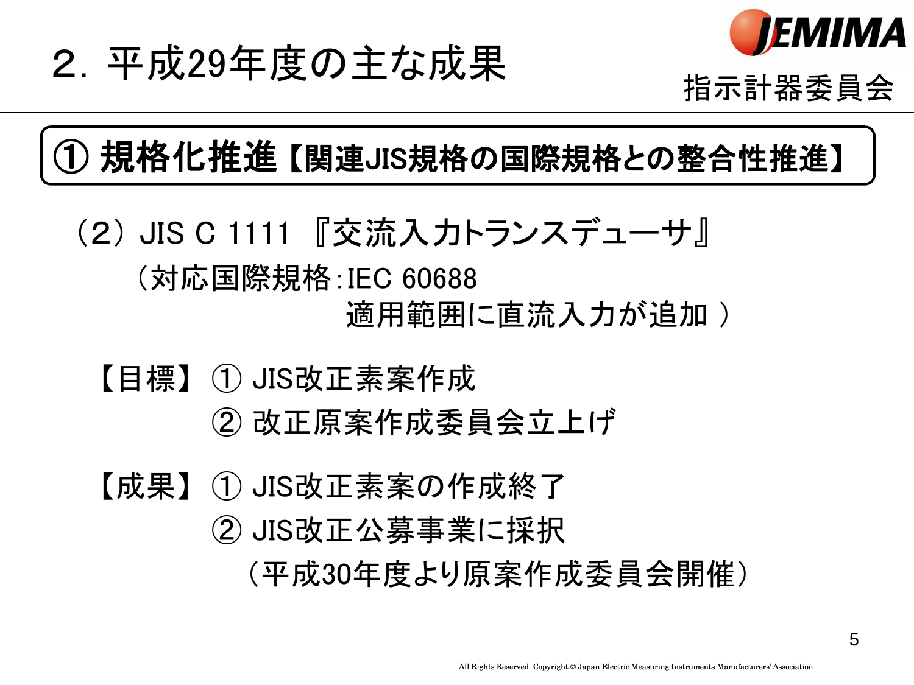# 2. 平成29年度の主な成果

指示計器委員会

## ① 規格化推進【関連JIS規格の国際規格との整合性推進】

（2）JIS C 1111 『交流入力トランスデューサ』

（対応国際規格：IEC 60688
適用範囲に直流入力が追加 ）

【目標】 ① JIS改正素案作成
② 改正原案作成委員会立上げ

【成果】 ① JIS改正素案の作成終了
② JIS改正公募事業に採択
（平成30年度より原案作成委員会開催）

All Rights Reserved. Copyright © Japan Electric Measuring Instruments Manufacturers' Association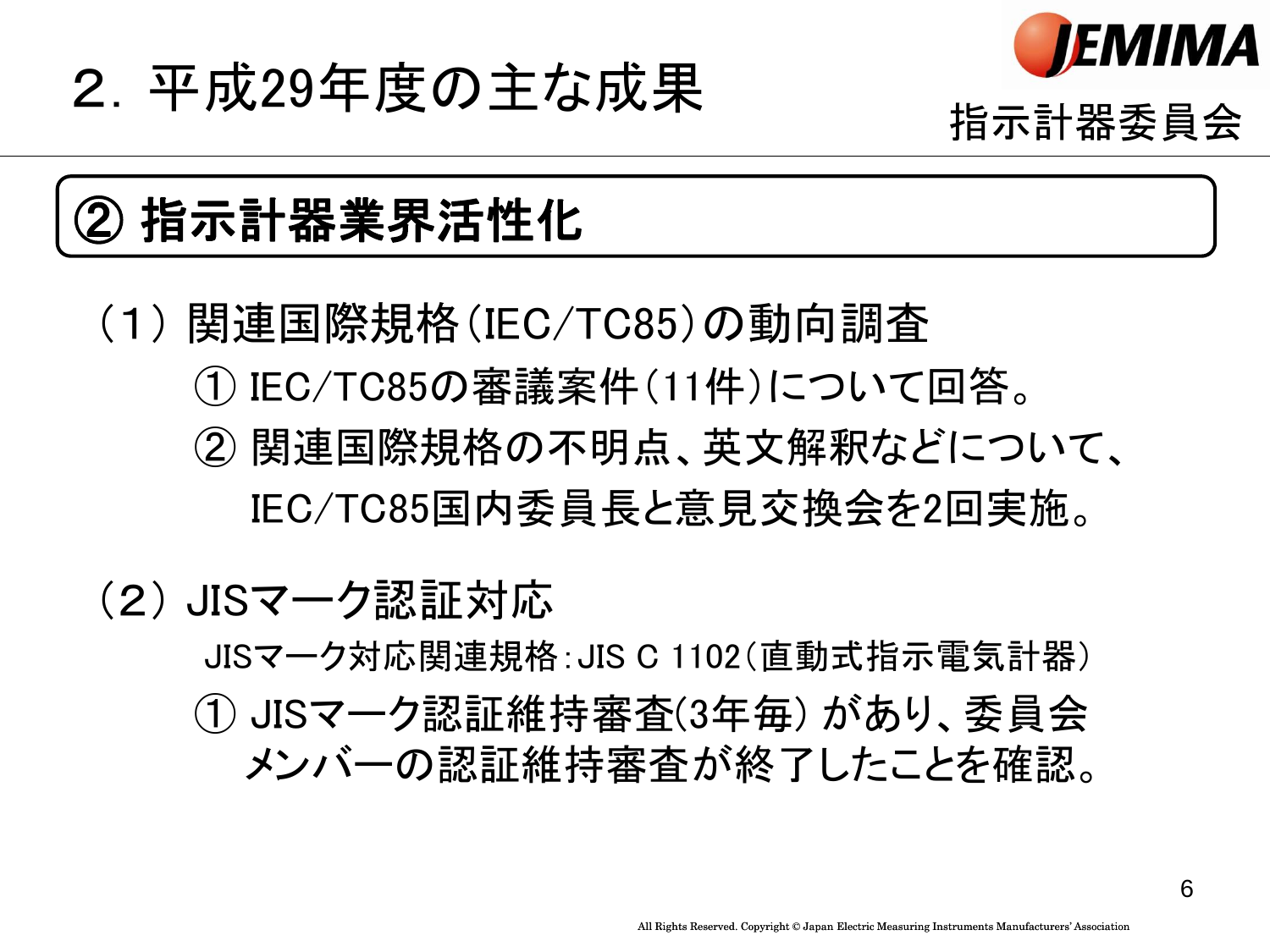# 2. 平成29年度の主な成果

指示計器委員会

## ② 指示計器業界活性化

### （1） 関連国際規格（IEC/TC85）の動向調査

① IEC/TC85の審議案件（11件）について回答。

② 関連国際規格の不明点、英文解釈などについて、IEC/TC85国内委員長と意見交換会を2回実施。

### （2） JISマーク認証対応

JISマーク対応関連規格：JIS C 1102（直動式指示電気計器）

① JISマーク認証維持審査(3年毎) があり、委員会メンバーの認証維持審査が終了したことを確認。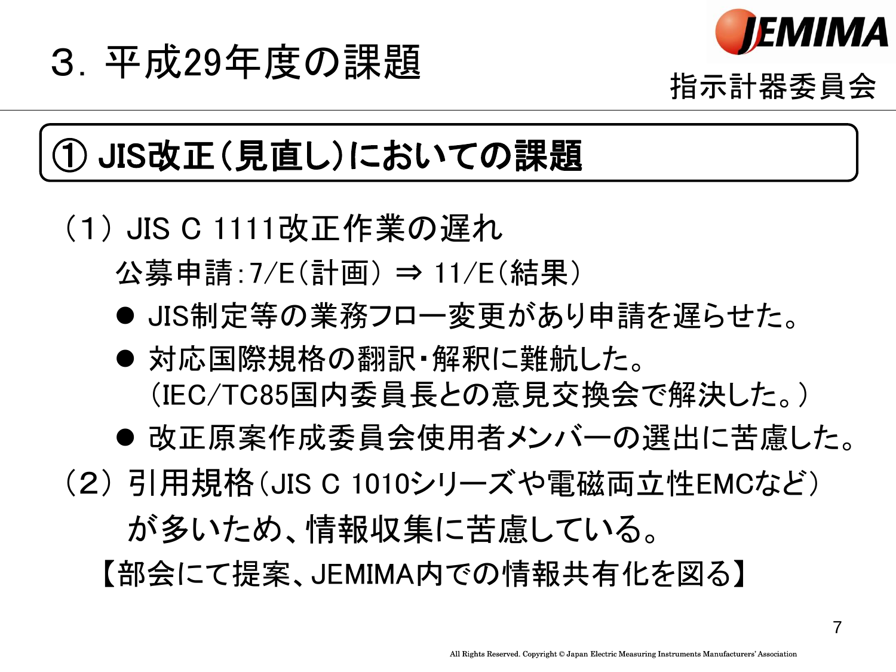# ３. 平成29年度の課題

JEMIMA 指示計器委員会

## ① JIS改正（見直し）においての課題

（1） JIS C 1111改正作業の遅れ

公募申請：7/E（計画） ⇒ 11/E（結果）

- JIS制定等の業務フロー変更があり申請を遅らせた。
- 対応国際規格の翻訳・解釈に難航した。
  （IEC/TC85国内委員長との意見交換会で解決した。）
- 改正原案作成委員会使用者メンバーの選出に苦慮した。

（2） 引用規格（JIS C 1010シリーズや電磁両立性EMCなど）が多いため、情報収集に苦慮している。

【部会にて提案、JEMIMA内での情報共有化を図る】

All Rights Reserved. Copyright © Japan Electric Measuring Instruments Manufacturers' Association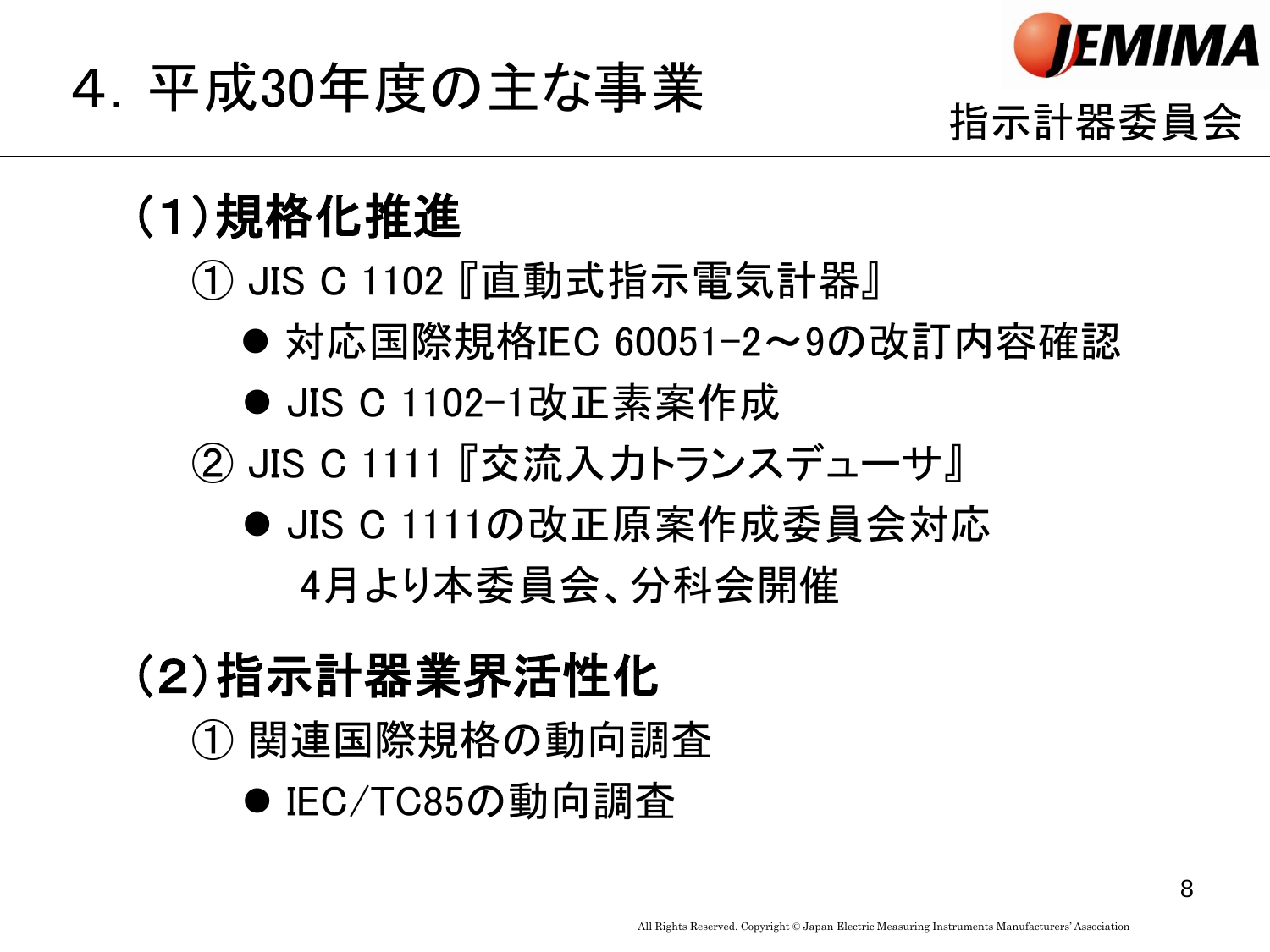# 4. 平成30年度の主な事業

指示計器委員会

## (1)規格化推進

① JIS C 1102『直動式指示電気計器』

- 対応国際規格IEC 60051-2～9の改訂内容確認
- JIS C 1102-1改正素案作成

② JIS C 1111『交流入力トランスデューサ』

- JIS C 1111の改正原案作成委員会対応
  4月より本委員会、分科会開催

## (2)指示計器業界活性化

① 関連国際規格の動向調査

- IEC/TC85の動向調査

All Rights Reserved. Copyright © Japan Electric Measuring Instruments Manufacturers' Association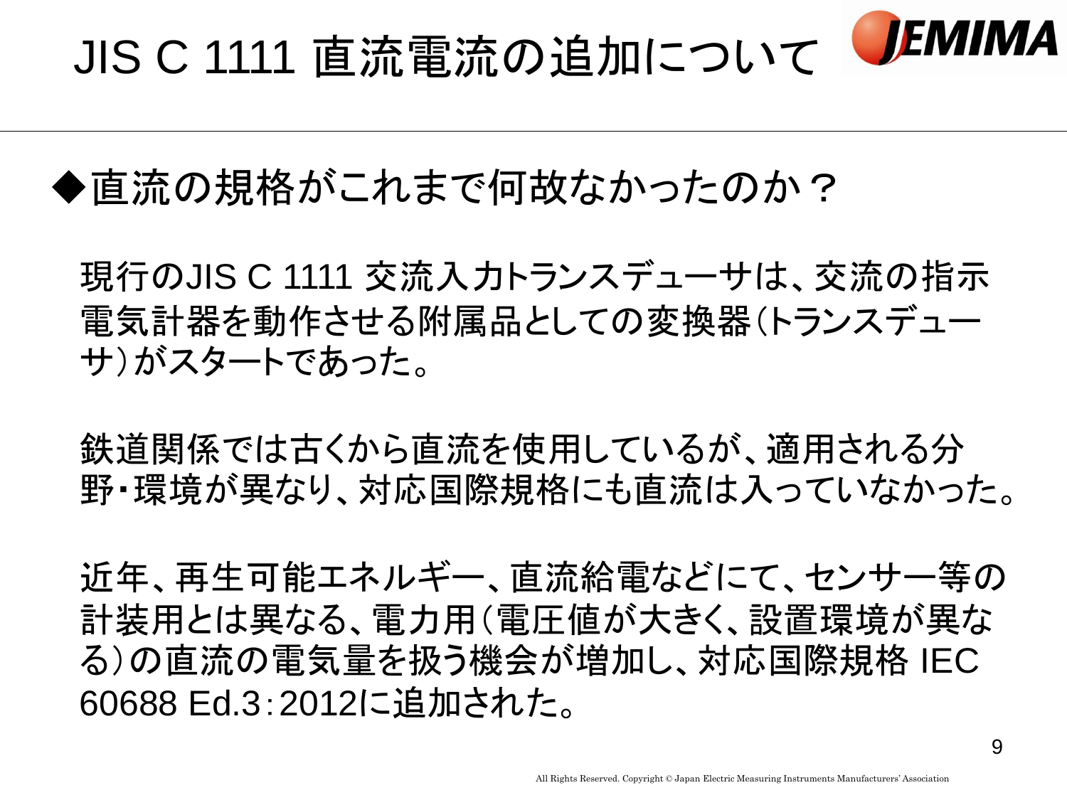# JIS C 1111 直流電流の追加について

## ◆直流の規格がこれまで何故なかったのか？

現行のJIS C 1111 交流入力トランスデューサは、交流の指示電気計器を動作させる附属品としての変換器（トランスデューサ）がスタートであった。

鉄道関係では古くから直流を使用しているが、適用される分野・環境が異なり、対応国際規格にも直流は入っていなかった。

近年、再生可能エネルギー、直流給電などにて、センサー等の計装用とは異なる、電力用（電圧値が大きく、設置環境が異なる）の直流の電気量を扱う機会が増加し、対応国際規格 IEC 60688 Ed.3：2012に追加された。